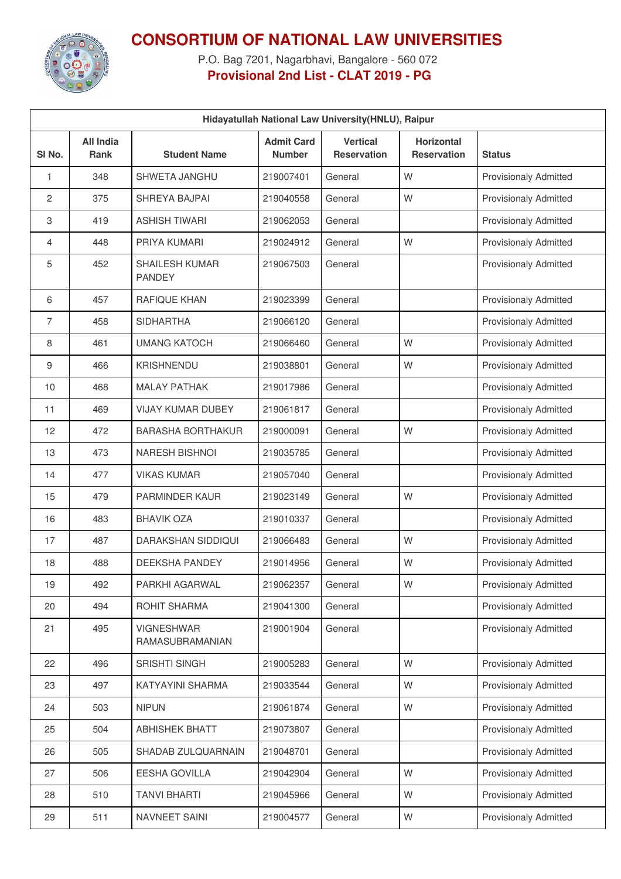# CONSORTIUM OF NATIONAL LAW UNIVERSITIES

P.O. Bag 7201, Nagarbhavi, Bangalore - 560 072

**Provisional 2nd List - CLAT 2019 - PG**

| Hidayatullah National Law University(HNLU), Raipur | | | | | | |
|---|---|---|---|---|---|---|
| Sl No. | All India Rank | Student Name | Admit Card Number | Vertical Reservation | Horizontal Reservation | Status |
| 1 | 348 | SHWETA JANGHU | 219007401 | General | W | Provisionaly Admitted |
| 2 | 375 | SHREYA BAJPAI | 219040558 | General | W | Provisionaly Admitted |
| 3 | 419 | ASHISH TIWARI | 219062053 | General | | Provisionaly Admitted |
| 4 | 448 | PRIYA KUMARI | 219024912 | General | W | Provisionaly Admitted |
| 5 | 452 | SHAILESH KUMAR PANDEY | 219067503 | General | | Provisionaly Admitted |
| 6 | 457 | RAFIQUE KHAN | 219023399 | General | | Provisionaly Admitted |
| 7 | 458 | SIDHARTHA | 219066120 | General | | Provisionaly Admitted |
| 8 | 461 | UMANG KATOCH | 219066460 | General | W | Provisionaly Admitted |
| 9 | 466 | KRISHNENDU | 219038801 | General | W | Provisionaly Admitted |
| 10 | 468 | MALAY PATHAK | 219017986 | General | | Provisionaly Admitted |
| 11 | 469 | VIJAY KUMAR DUBEY | 219061817 | General | | Provisionaly Admitted |
| 12 | 472 | BARASHA BORTHAKUR | 219000091 | General | W | Provisionaly Admitted |
| 13 | 473 | NARESH BISHNOI | 219035785 | General | | Provisionaly Admitted |
| 14 | 477 | VIKAS KUMAR | 219057040 | General | | Provisionaly Admitted |
| 15 | 479 | PARMINDER KAUR | 219023149 | General | W | Provisionaly Admitted |
| 16 | 483 | BHAVIK OZA | 219010337 | General | | Provisionaly Admitted |
| 17 | 487 | DARAKSHAN SIDDIQUI | 219066483 | General | W | Provisionaly Admitted |
| 18 | 488 | DEEKSHA PANDEY | 219014956 | General | W | Provisionaly Admitted |
| 19 | 492 | PARKHI AGARWAL | 219062357 | General | W | Provisionaly Admitted |
| 20 | 494 | ROHIT SHARMA | 219041300 | General | | Provisionaly Admitted |
| 21 | 495 | VIGNESHWAR RAMASUBRAMANIAN | 219001904 | General | | Provisionaly Admitted |
| 22 | 496 | SRISHTI SINGH | 219005283 | General | W | Provisionaly Admitted |
| 23 | 497 | KATYAYINI SHARMA | 219033544 | General | W | Provisionaly Admitted |
| 24 | 503 | NIPUN | 219061874 | General | W | Provisionaly Admitted |
| 25 | 504 | ABHISHEK BHATT | 219073807 | General | | Provisionaly Admitted |
| 26 | 505 | SHADAB ZULQUARNAIN | 219048701 | General | | Provisionaly Admitted |
| 27 | 506 | EESHA GOVILLA | 219042904 | General | W | Provisionaly Admitted |
| 28 | 510 | TANVI BHARTI | 219045966 | General | W | Provisionaly Admitted |
| 29 | 511 | NAVNEET SAINI | 219004577 | General | W | Provisionaly Admitted |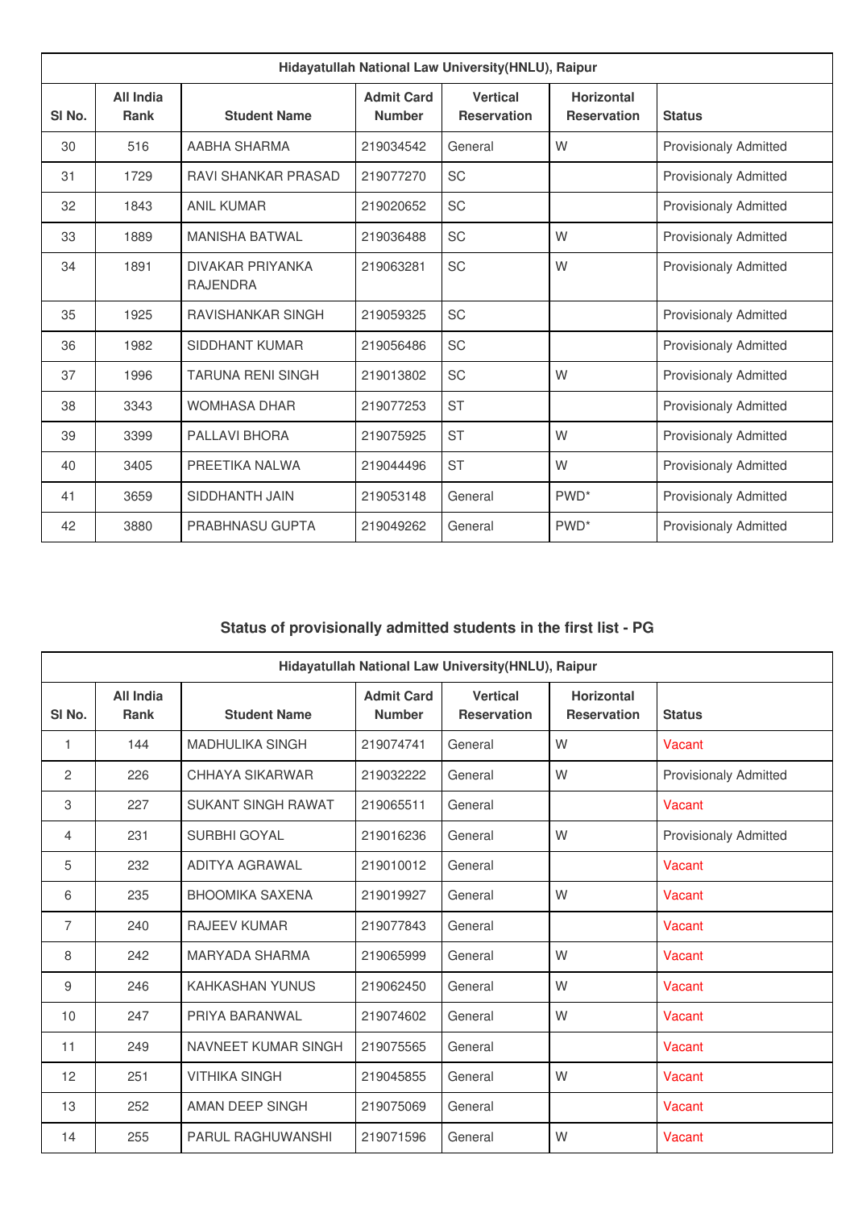| Hidayatullah National Law University(HNLU), Raipur | | | | | | |
|---|---|---|---|---|---|---|
| Sl No. | All India Rank | Student Name | Admit Card Number | Vertical Reservation | Horizontal Reservation | Status |
| 30 | 516 | AABHA SHARMA | 219034542 | General | W | Provisionaly Admitted |
| 31 | 1729 | RAVI SHANKAR PRASAD | 219077270 | SC | | Provisionaly Admitted |
| 32 | 1843 | ANIL KUMAR | 219020652 | SC | | Provisionaly Admitted |
| 33 | 1889 | MANISHA BATWAL | 219036488 | SC | W | Provisionaly Admitted |
| 34 | 1891 | DIVAKAR PRIYANKA RAJENDRA | 219063281 | SC | W | Provisionaly Admitted |
| 35 | 1925 | RAVISHANKAR SINGH | 219059325 | SC | | Provisionaly Admitted |
| 36 | 1982 | SIDDHANT KUMAR | 219056486 | SC | | Provisionaly Admitted |
| 37 | 1996 | TARUNA RENI SINGH | 219013802 | SC | W | Provisionaly Admitted |
| 38 | 3343 | WOMHASA DHAR | 219077253 | ST | | Provisionaly Admitted |
| 39 | 3399 | PALLAVI BHORA | 219075925 | ST | W | Provisionaly Admitted |
| 40 | 3405 | PREETIKA NALWA | 219044496 | ST | W | Provisionaly Admitted |
| 41 | 3659 | SIDDHANTH JAIN | 219053148 | General | PWD* | Provisionaly Admitted |
| 42 | 3880 | PRABHNASU GUPTA | 219049262 | General | PWD* | Provisionaly Admitted |

## Status of provisionally admitted students in the first list - PG

| Hidayatullah National Law University(HNLU), Raipur | | | | | | |
|---|---|---|---|---|---|---|
| Sl No. | All India Rank | Student Name | Admit Card Number | Vertical Reservation | Horizontal Reservation | Status |
| 1 | 144 | MADHULIKA SINGH | 219074741 | General | W | Vacant |
| 2 | 226 | CHHAYA SIKARWAR | 219032222 | General | W | Provisionaly Admitted |
| 3 | 227 | SUKANT SINGH RAWAT | 219065511 | General | | Vacant |
| 4 | 231 | SURBHI GOYAL | 219016236 | General | W | Provisionaly Admitted |
| 5 | 232 | ADITYA AGRAWAL | 219010012 | General | | Vacant |
| 6 | 235 | BHOOMIKA SAXENA | 219019927 | General | W | Vacant |
| 7 | 240 | RAJEEV KUMAR | 219077843 | General | | Vacant |
| 8 | 242 | MARYADA SHARMA | 219065999 | General | W | Vacant |
| 9 | 246 | KAHKASHAN YUNUS | 219062450 | General | W | Vacant |
| 10 | 247 | PRIYA BARANWAL | 219074602 | General | W | Vacant |
| 11 | 249 | NAVNEET KUMAR SINGH | 219075565 | General | | Vacant |
| 12 | 251 | VITHIKA SINGH | 219045855 | General | W | Vacant |
| 13 | 252 | AMAN DEEP SINGH | 219075069 | General | | Vacant |
| 14 | 255 | PARUL RAGHUWANSHI | 219071596 | General | W | Vacant |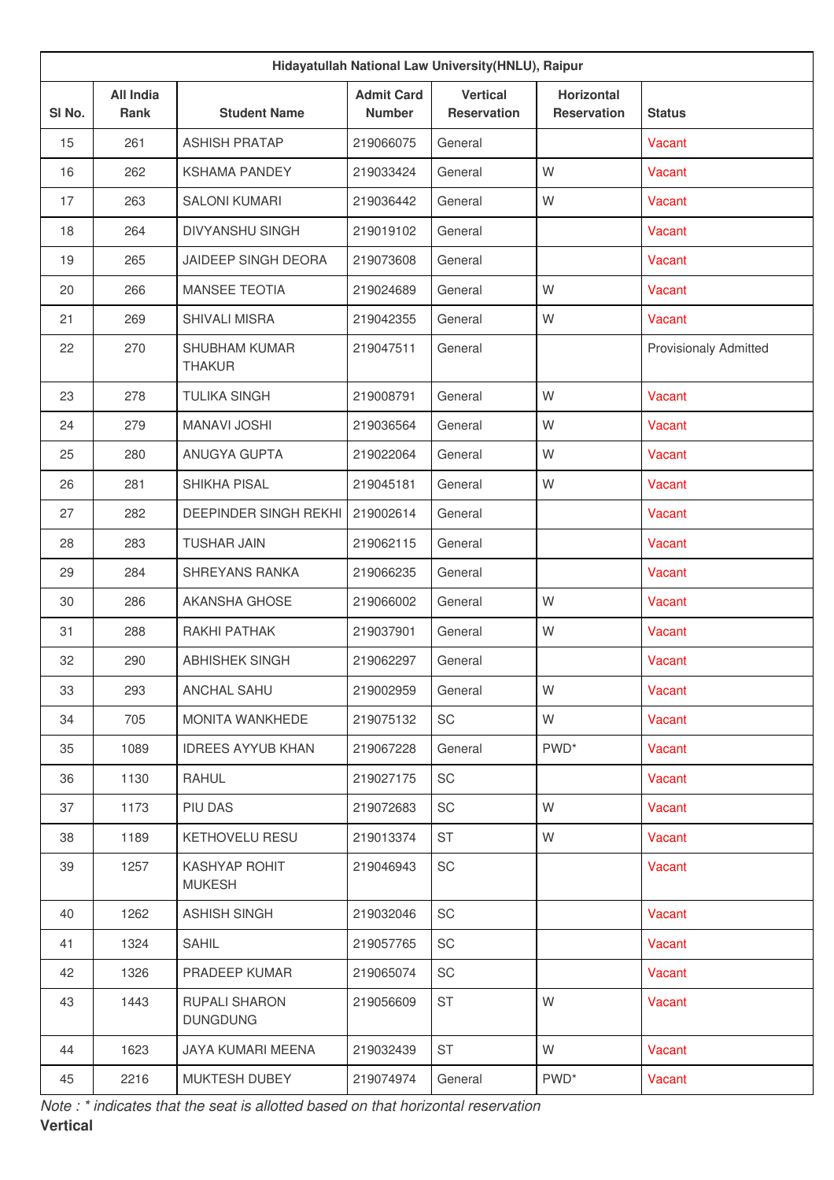| Hidayatullah National Law University(HNLU), Raipur | | | | | | |
|---|---|---|---|---|---|---|
| Sl No. | All India Rank | Student Name | Admit Card Number | Vertical Reservation | Horizontal Reservation | Status |
| 15 | 261 | ASHISH PRATAP | 219066075 | General | | Vacant |
| 16 | 262 | KSHAMA PANDEY | 219033424 | General | W | Vacant |
| 17 | 263 | SALONI KUMARI | 219036442 | General | W | Vacant |
| 18 | 264 | DIVYANSHU SINGH | 219019102 | General | | Vacant |
| 19 | 265 | JAIDEEP SINGH DEORA | 219073608 | General | | Vacant |
| 20 | 266 | MANSEE TEOTIA | 219024689 | General | W | Vacant |
| 21 | 269 | SHIVALI MISRA | 219042355 | General | W | Vacant |
| 22 | 270 | SHUBHAM KUMAR THAKUR | 219047511 | General | | Provisionaly Admitted |
| 23 | 278 | TULIKA SINGH | 219008791 | General | W | Vacant |
| 24 | 279 | MANAVI JOSHI | 219036564 | General | W | Vacant |
| 25 | 280 | ANUGYA GUPTA | 219022064 | General | W | Vacant |
| 26 | 281 | SHIKHA PISAL | 219045181 | General | W | Vacant |
| 27 | 282 | DEEPINDER SINGH REKHI | 219002614 | General | | Vacant |
| 28 | 283 | TUSHAR JAIN | 219062115 | General | | Vacant |
| 29 | 284 | SHREYANS RANKA | 219066235 | General | | Vacant |
| 30 | 286 | AKANSHA GHOSE | 219066002 | General | W | Vacant |
| 31 | 288 | RAKHI PATHAK | 219037901 | General | W | Vacant |
| 32 | 290 | ABHISHEK SINGH | 219062297 | General | | Vacant |
| 33 | 293 | ANCHAL SAHU | 219002959 | General | W | Vacant |
| 34 | 705 | MONITA WANKHEDE | 219075132 | SC | W | Vacant |
| 35 | 1089 | IDREES AYYUB KHAN | 219067228 | General | PWD* | Vacant |
| 36 | 1130 | RAHUL | 219027175 | SC | | Vacant |
| 37 | 1173 | PIU DAS | 219072683 | SC | W | Vacant |
| 38 | 1189 | KETHOVELU RESU | 219013374 | ST | W | Vacant |
| 39 | 1257 | KASHYAP ROHIT MUKESH | 219046943 | SC | | Vacant |
| 40 | 1262 | ASHISH SINGH | 219032046 | SC | | Vacant |
| 41 | 1324 | SAHIL | 219057765 | SC | | Vacant |
| 42 | 1326 | PRADEEP KUMAR | 219065074 | SC | | Vacant |
| 43 | 1443 | RUPALI SHARON DUNGDUNG | 219056609 | ST | W | Vacant |
| 44 | 1623 | JAYA KUMARI MEENA | 219032439 | ST | W | Vacant |
| 45 | 2216 | MUKTESH DUBEY | 219074974 | General | PWD* | Vacant |

*Note : * indicates that the seat is allotted based on that horizontal reservation*

**Vertical**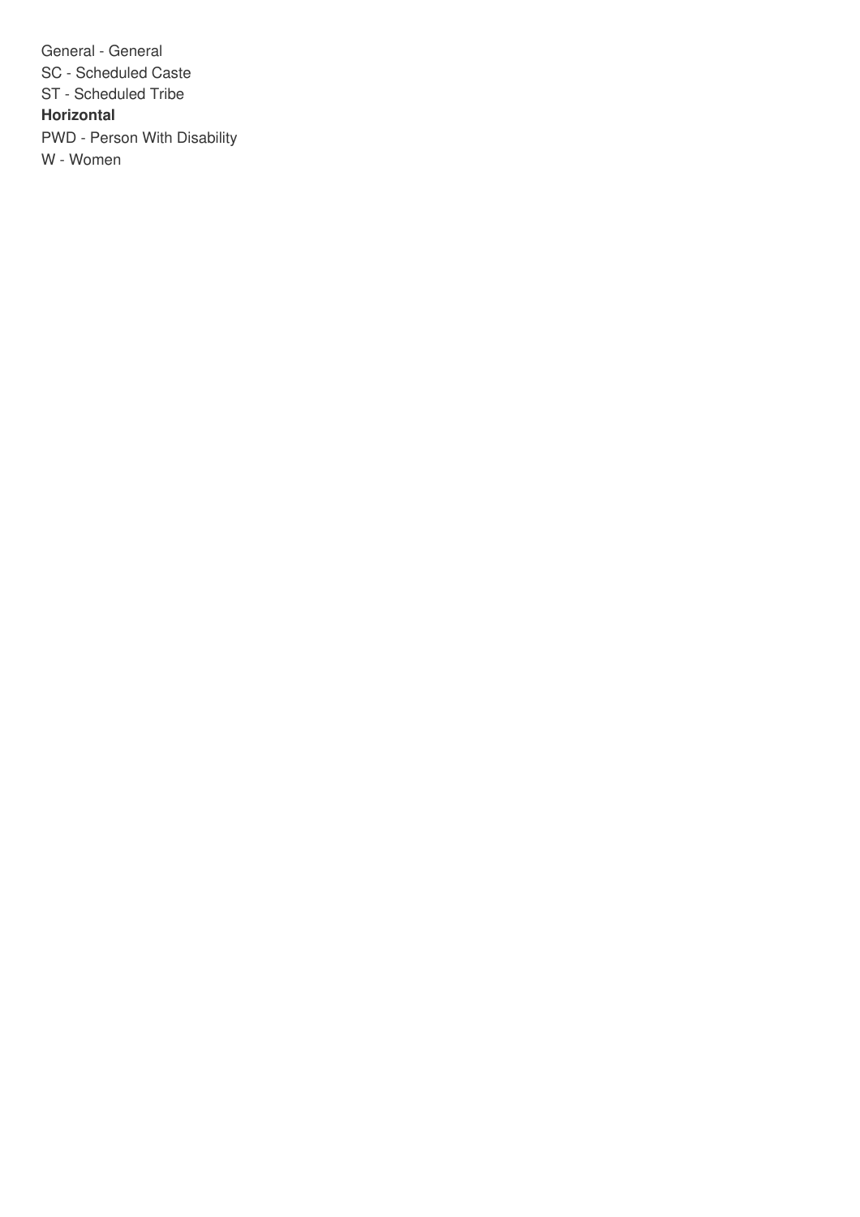General - General
SC - Scheduled Caste
ST - Scheduled Tribe
**Horizontal**
PWD - Person With Disability
W - Women